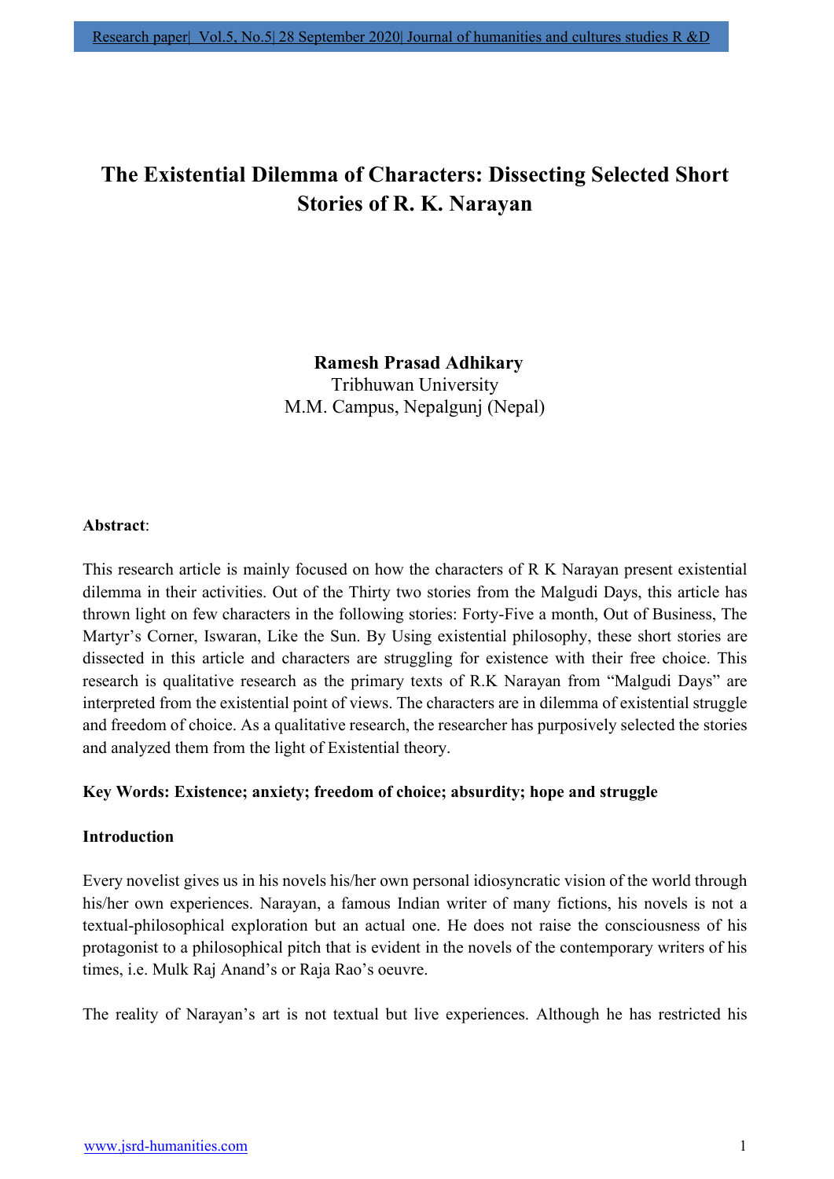# The Existential Dilemma of Characters: Dissecting Selected Short Stories of R. K. Narayan

**Ramesh Prasad Adhikary**
Tribhuwan University
M.M. Campus, Nepalgunj (Nepal)

**Abstract**:

This research article is mainly focused on how the characters of R K Narayan present existential dilemma in their activities. Out of the Thirty two stories from the Malgudi Days, this article has thrown light on few characters in the following stories: Forty-Five a month, Out of Business, The Martyr's Corner, Iswaran, Like the Sun. By Using existential philosophy, these short stories are dissected in this article and characters are struggling for existence with their free choice. This research is qualitative research as the primary texts of R.K Narayan from "Malgudi Days" are interpreted from the existential point of views. The characters are in dilemma of existential struggle and freedom of choice. As a qualitative research, the researcher has purposively selected the stories and analyzed them from the light of Existential theory.

**Key Words: Existence; anxiety; freedom of choice; absurdity; hope and struggle**

**Introduction**

Every novelist gives us in his novels his/her own personal idiosyncratic vision of the world through his/her own experiences. Narayan, a famous Indian writer of many fictions, his novels is not a textual-philosophical exploration but an actual one. He does not raise the consciousness of his protagonist to a philosophical pitch that is evident in the novels of the contemporary writers of his times, i.e. Mulk Raj Anand's or Raja Rao's oeuvre.

The reality of Narayan's art is not textual but live experiences. Although he has restricted his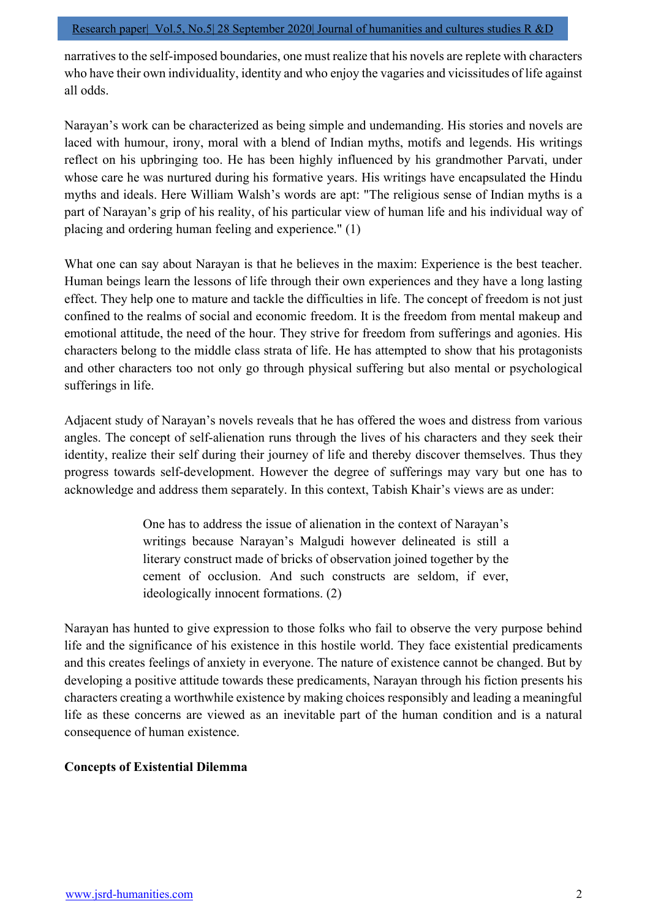narratives to the self-imposed boundaries, one must realize that his novels are replete with characters who have their own individuality, identity and who enjoy the vagaries and vicissitudes of life against all odds.

Narayan's work can be characterized as being simple and undemanding. His stories and novels are laced with humour, irony, moral with a blend of Indian myths, motifs and legends. His writings reflect on his upbringing too. He has been highly influenced by his grandmother Parvati, under whose care he was nurtured during his formative years. His writings have encapsulated the Hindu myths and ideals. Here William Walsh's words are apt: "The religious sense of Indian myths is a part of Narayan's grip of his reality, of his particular view of human life and his individual way of placing and ordering human feeling and experience." (1)

What one can say about Narayan is that he believes in the maxim: Experience is the best teacher. Human beings learn the lessons of life through their own experiences and they have a long lasting effect. They help one to mature and tackle the difficulties in life. The concept of freedom is not just confined to the realms of social and economic freedom. It is the freedom from mental makeup and emotional attitude, the need of the hour. They strive for freedom from sufferings and agonies. His characters belong to the middle class strata of life. He has attempted to show that his protagonists and other characters too not only go through physical suffering but also mental or psychological sufferings in life.

Adjacent study of Narayan's novels reveals that he has offered the woes and distress from various angles. The concept of self-alienation runs through the lives of his characters and they seek their identity, realize their self during their journey of life and thereby discover themselves. Thus they progress towards self-development. However the degree of sufferings may vary but one has to acknowledge and address them separately. In this context, Tabish Khair's views are as under:

> One has to address the issue of alienation in the context of Narayan's writings because Narayan's Malgudi however delineated is still a literary construct made of bricks of observation joined together by the cement of occlusion. And such constructs are seldom, if ever, ideologically innocent formations. (2)

Narayan has hunted to give expression to those folks who fail to observe the very purpose behind life and the significance of his existence in this hostile world. They face existential predicaments and this creates feelings of anxiety in everyone. The nature of existence cannot be changed. But by developing a positive attitude towards these predicaments, Narayan through his fiction presents his characters creating a worthwhile existence by making choices responsibly and leading a meaningful life as these concerns are viewed as an inevitable part of the human condition and is a natural consequence of human existence.

**Concepts of Existential Dilemma**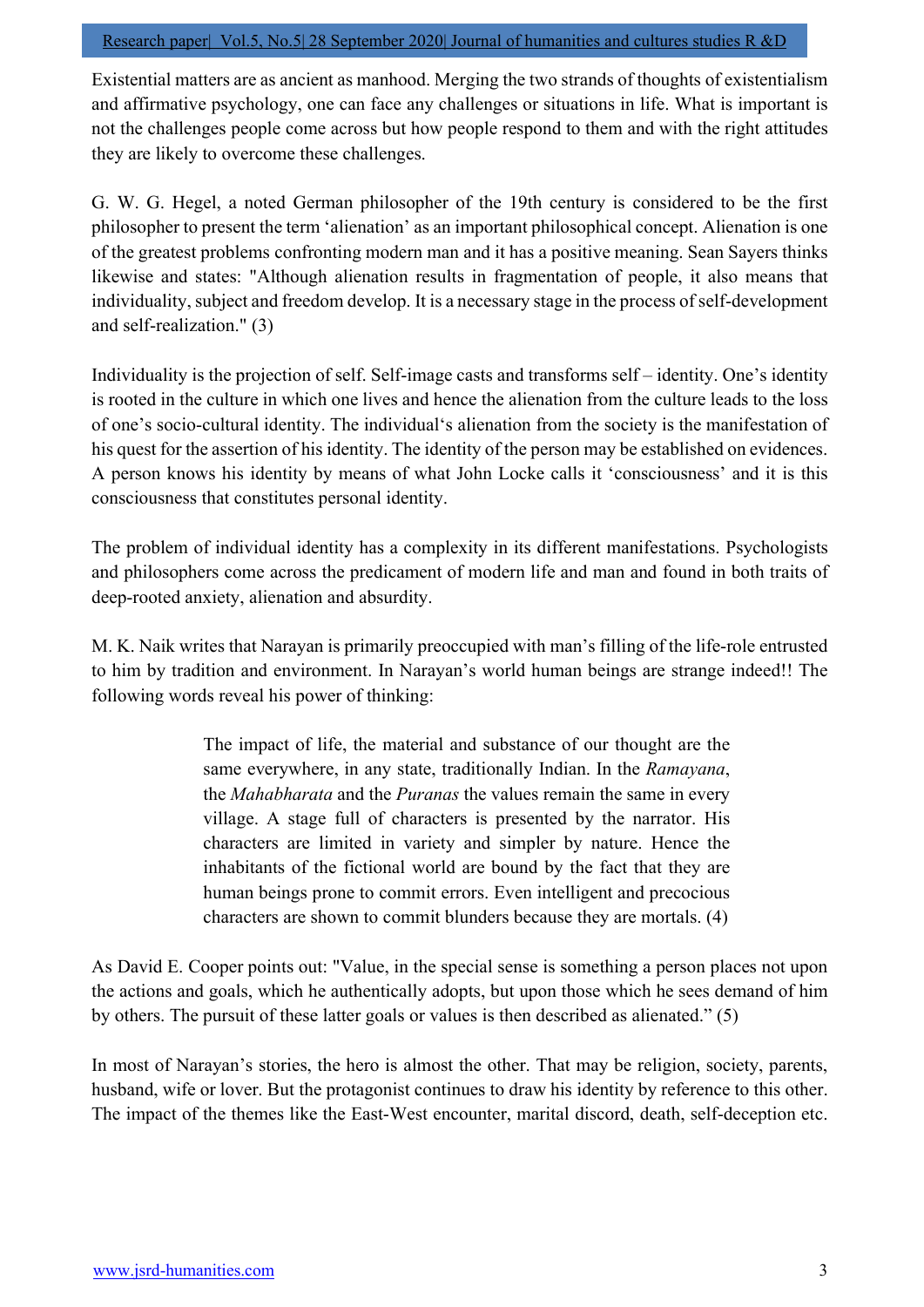Existential matters are as ancient as manhood. Merging the two strands of thoughts of existentialism and affirmative psychology, one can face any challenges or situations in life. What is important is not the challenges people come across but how people respond to them and with the right attitudes they are likely to overcome these challenges.

G. W. G. Hegel, a noted German philosopher of the 19th century is considered to be the first philosopher to present the term 'alienation' as an important philosophical concept. Alienation is one of the greatest problems confronting modern man and it has a positive meaning. Sean Sayers thinks likewise and states: "Although alienation results in fragmentation of people, it also means that individuality, subject and freedom develop. It is a necessary stage in the process of self-development and self-realization." (3)

Individuality is the projection of self. Self-image casts and transforms self – identity. One's identity is rooted in the culture in which one lives and hence the alienation from the culture leads to the loss of one's socio-cultural identity. The individual's alienation from the society is the manifestation of his quest for the assertion of his identity. The identity of the person may be established on evidences. A person knows his identity by means of what John Locke calls it 'consciousness' and it is this consciousness that constitutes personal identity.

The problem of individual identity has a complexity in its different manifestations. Psychologists and philosophers come across the predicament of modern life and man and found in both traits of deep-rooted anxiety, alienation and absurdity.

M. K. Naik writes that Narayan is primarily preoccupied with man's filling of the life-role entrusted to him by tradition and environment. In Narayan's world human beings are strange indeed!! The following words reveal his power of thinking:

> The impact of life, the material and substance of our thought are the same everywhere, in any state, traditionally Indian. In the *Ramayana*, the *Mahabharata* and the *Puranas* the values remain the same in every village. A stage full of characters is presented by the narrator. His characters are limited in variety and simpler by nature. Hence the inhabitants of the fictional world are bound by the fact that they are human beings prone to commit errors. Even intelligent and precocious characters are shown to commit blunders because they are mortals. (4)

As David E. Cooper points out: "Value, in the special sense is something a person places not upon the actions and goals, which he authentically adopts, but upon those which he sees demand of him by others. The pursuit of these latter goals or values is then described as alienated." (5)

In most of Narayan's stories, the hero is almost the other. That may be religion, society, parents, husband, wife or lover. But the protagonist continues to draw his identity by reference to this other. The impact of the themes like the East-West encounter, marital discord, death, self-deception etc.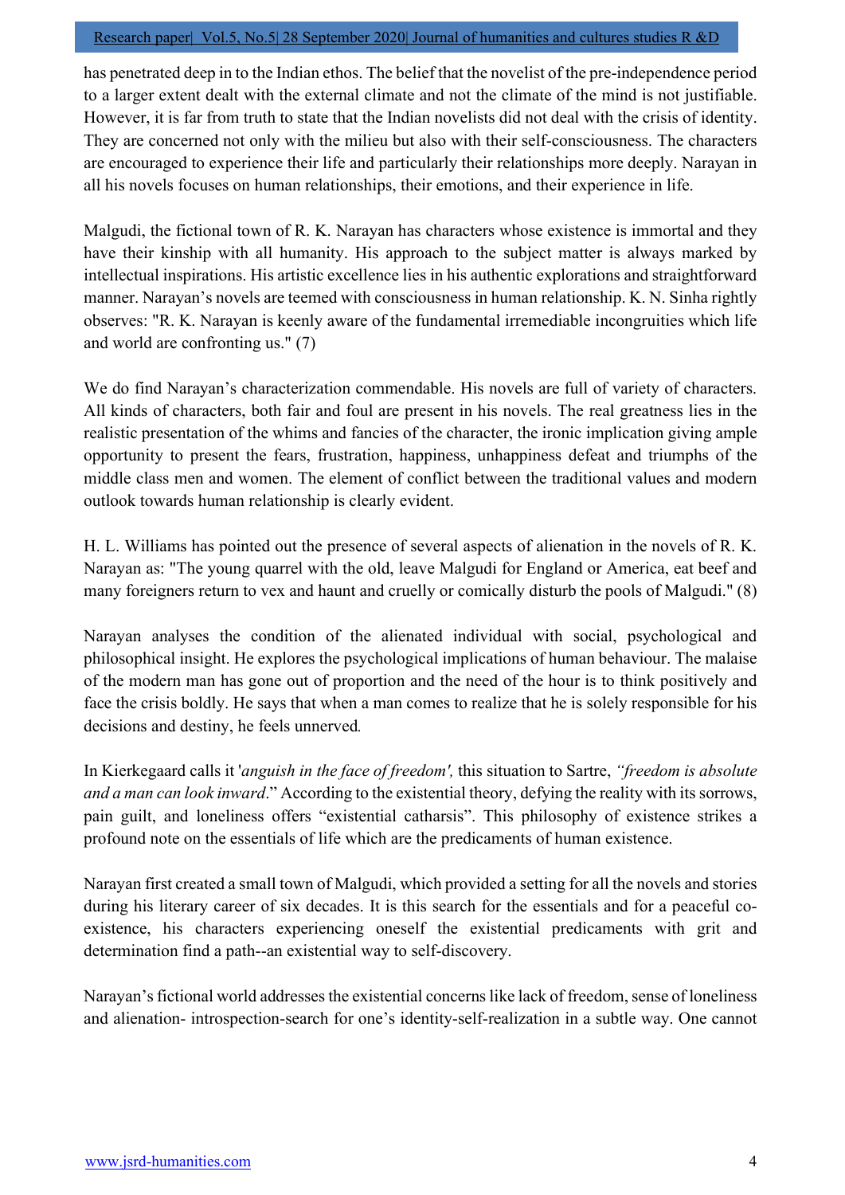has penetrated deep in to the Indian ethos. The belief that the novelist of the pre-independence period to a larger extent dealt with the external climate and not the climate of the mind is not justifiable. However, it is far from truth to state that the Indian novelists did not deal with the crisis of identity. They are concerned not only with the milieu but also with their self-consciousness. The characters are encouraged to experience their life and particularly their relationships more deeply. Narayan in all his novels focuses on human relationships, their emotions, and their experience in life.

Malgudi, the fictional town of R. K. Narayan has characters whose existence is immortal and they have their kinship with all humanity. His approach to the subject matter is always marked by intellectual inspirations. His artistic excellence lies in his authentic explorations and straightforward manner. Narayan's novels are teemed with consciousness in human relationship. K. N. Sinha rightly observes: "R. K. Narayan is keenly aware of the fundamental irremediable incongruities which life and world are confronting us." (7)

We do find Narayan's characterization commendable. His novels are full of variety of characters. All kinds of characters, both fair and foul are present in his novels. The real greatness lies in the realistic presentation of the whims and fancies of the character, the ironic implication giving ample opportunity to present the fears, frustration, happiness, unhappiness defeat and triumphs of the middle class men and women. The element of conflict between the traditional values and modern outlook towards human relationship is clearly evident.

H. L. Williams has pointed out the presence of several aspects of alienation in the novels of R. K. Narayan as: "The young quarrel with the old, leave Malgudi for England or America, eat beef and many foreigners return to vex and haunt and cruelly or comically disturb the pools of Malgudi." (8)

Narayan analyses the condition of the alienated individual with social, psychological and philosophical insight. He explores the psychological implications of human behaviour. The malaise of the modern man has gone out of proportion and the need of the hour is to think positively and face the crisis boldly. He says that when a man comes to realize that he is solely responsible for his decisions and destiny, he feels unnerved.

In Kierkegaard calls it '*anguish in the face of freedom',* this situation to Sartre, *"freedom is absolute and a man can look inward*." According to the existential theory, defying the reality with its sorrows, pain guilt, and loneliness offers "existential catharsis". This philosophy of existence strikes a profound note on the essentials of life which are the predicaments of human existence.

Narayan first created a small town of Malgudi, which provided a setting for all the novels and stories during his literary career of six decades. It is this search for the essentials and for a peaceful co-existence, his characters experiencing oneself the existential predicaments with grit and determination find a path--an existential way to self-discovery.

Narayan's fictional world addresses the existential concerns like lack of freedom, sense of loneliness and alienation- introspection-search for one's identity-self-realization in a subtle way. One cannot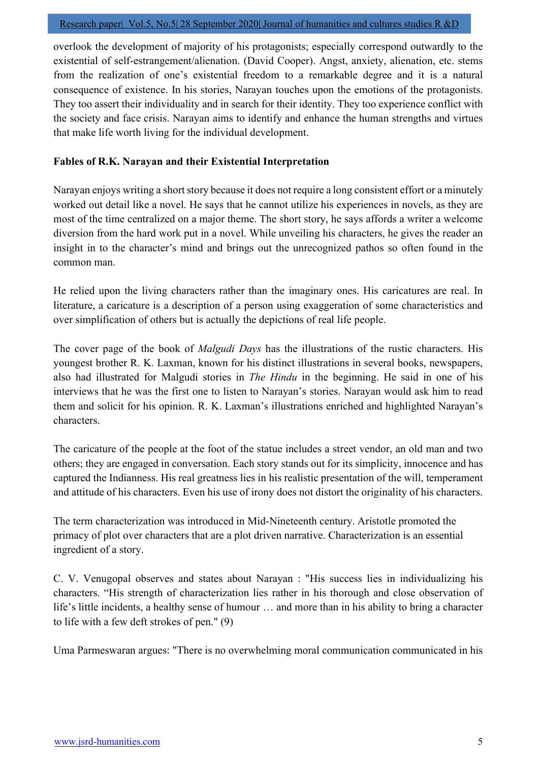overlook the development of majority of his protagonists; especially correspond outwardly to the existential of self-estrangement/alienation. (David Cooper). Angst, anxiety, alienation, etc. stems from the realization of one's existential freedom to a remarkable degree and it is a natural consequence of existence. In his stories, Narayan touches upon the emotions of the protagonists. They too assert their individuality and in search for their identity. They too experience conflict with the society and face crisis. Narayan aims to identify and enhance the human strengths and virtues that make life worth living for the individual development.

**Fables of R.K. Narayan and their Existential Interpretation**

Narayan enjoys writing a short story because it does not require a long consistent effort or a minutely worked out detail like a novel. He says that he cannot utilize his experiences in novels, as they are most of the time centralized on a major theme. The short story, he says affords a writer a welcome diversion from the hard work put in a novel. While unveiling his characters, he gives the reader an insight in to the character's mind and brings out the unrecognized pathos so often found in the common man.

He relied upon the living characters rather than the imaginary ones. His caricatures are real. In literature, a caricature is a description of a person using exaggeration of some characteristics and over simplification of others but is actually the depictions of real life people.

The cover page of the book of *Malgudi Days* has the illustrations of the rustic characters. His youngest brother R. K. Laxman, known for his distinct illustrations in several books, newspapers, also had illustrated for Malgudi stories in *The Hindu* in the beginning. He said in one of his interviews that he was the first one to listen to Narayan's stories. Narayan would ask him to read them and solicit for his opinion. R. K. Laxman's illustrations enriched and highlighted Narayan's characters.

The caricature of the people at the foot of the statue includes a street vendor, an old man and two others; they are engaged in conversation. Each story stands out for its simplicity, innocence and has captured the Indianness. His real greatness lies in his realistic presentation of the will, temperament and attitude of his characters. Even his use of irony does not distort the originality of his characters.

The term characterization was introduced in Mid-Nineteenth century. Aristotle promoted the primacy of plot over characters that are a plot driven narrative. Characterization is an essential ingredient of a story.

C. V. Venugopal observes and states about Narayan : "His success lies in individualizing his characters. "His strength of characterization lies rather in his thorough and close observation of life's little incidents, a healthy sense of humour … and more than in his ability to bring a character to life with a few deft strokes of pen." (9)

Uma Parmeswaran argues: "There is no overwhelming moral communication communicated in his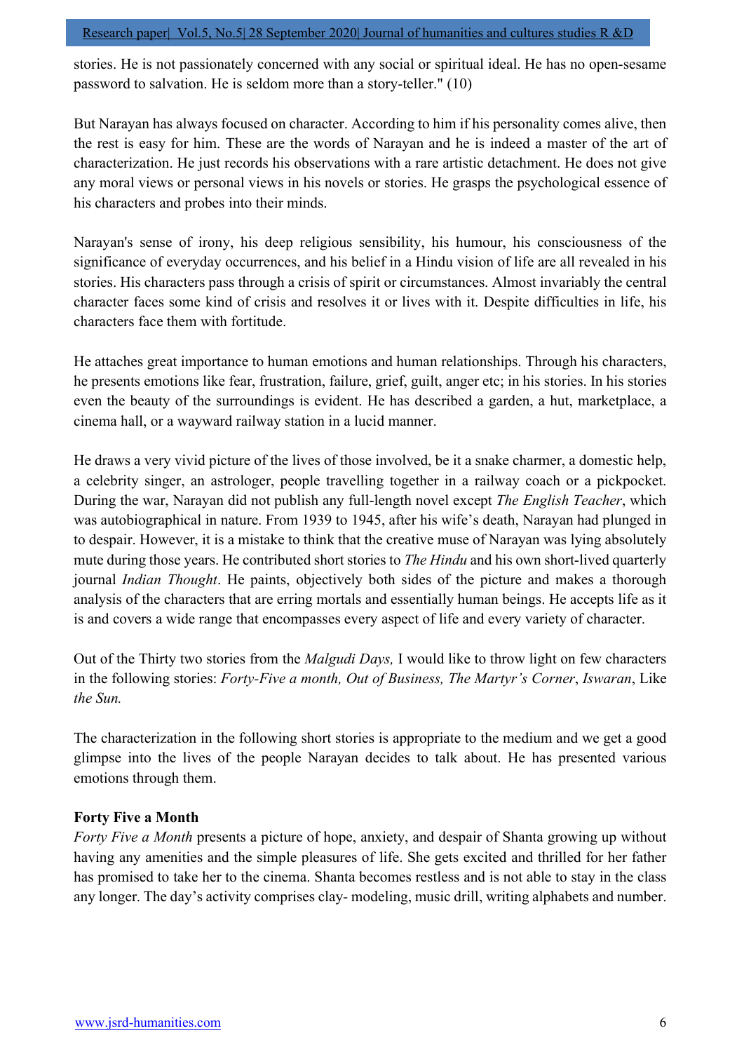stories. He is not passionately concerned with any social or spiritual ideal. He has no open-sesame password to salvation. He is seldom more than a story-teller." (10)

But Narayan has always focused on character. According to him if his personality comes alive, then the rest is easy for him. These are the words of Narayan and he is indeed a master of the art of characterization. He just records his observations with a rare artistic detachment. He does not give any moral views or personal views in his novels or stories. He grasps the psychological essence of his characters and probes into their minds.

Narayan's sense of irony, his deep religious sensibility, his humour, his consciousness of the significance of everyday occurrences, and his belief in a Hindu vision of life are all revealed in his stories. His characters pass through a crisis of spirit or circumstances. Almost invariably the central character faces some kind of crisis and resolves it or lives with it. Despite difficulties in life, his characters face them with fortitude.

He attaches great importance to human emotions and human relationships. Through his characters, he presents emotions like fear, frustration, failure, grief, guilt, anger etc; in his stories. In his stories even the beauty of the surroundings is evident. He has described a garden, a hut, marketplace, a cinema hall, or a wayward railway station in a lucid manner.

He draws a very vivid picture of the lives of those involved, be it a snake charmer, a domestic help, a celebrity singer, an astrologer, people travelling together in a railway coach or a pickpocket. During the war, Narayan did not publish any full-length novel except *The English Teacher*, which was autobiographical in nature. From 1939 to 1945, after his wife's death, Narayan had plunged in to despair. However, it is a mistake to think that the creative muse of Narayan was lying absolutely mute during those years. He contributed short stories to *The Hindu* and his own short-lived quarterly journal *Indian Thought*. He paints, objectively both sides of the picture and makes a thorough analysis of the characters that are erring mortals and essentially human beings. He accepts life as it is and covers a wide range that encompasses every aspect of life and every variety of character.

Out of the Thirty two stories from the *Malgudi Days,* I would like to throw light on few characters in the following stories: *Forty-Five a month, Out of Business, The Martyr's Corner*, *Iswaran*, Like *the Sun.*

The characterization in the following short stories is appropriate to the medium and we get a good glimpse into the lives of the people Narayan decides to talk about. He has presented various emotions through them.

**Forty Five a Month**

*Forty Five a Month* presents a picture of hope, anxiety, and despair of Shanta growing up without having any amenities and the simple pleasures of life. She gets excited and thrilled for her father has promised to take her to the cinema. Shanta becomes restless and is not able to stay in the class any longer. The day's activity comprises clay- modeling, music drill, writing alphabets and number.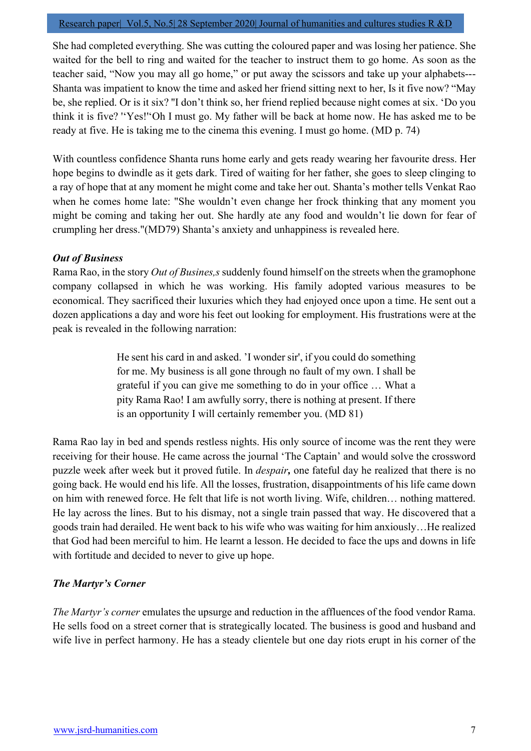She had completed everything. She was cutting the coloured paper and was losing her patience. She waited for the bell to ring and waited for the teacher to instruct them to go home. As soon as the teacher said, "Now you may all go home," or put away the scissors and take up your alphabets---Shanta was impatient to know the time and asked her friend sitting next to her, Is it five now? "May be, she replied. Or is it six? "I don't think so, her friend replied because night comes at six. 'Do you think it is five? '"Yes!"'Oh I must go. My father will be back at home now. He has asked me to be ready at five. He is taking me to the cinema this evening. I must go home. (MD p. 74)

With countless confidence Shanta runs home early and gets ready wearing her favourite dress. Her hope begins to dwindle as it gets dark. Tired of waiting for her father, she goes to sleep clinging to a ray of hope that at any moment he might come and take her out. Shanta's mother tells Venkat Rao when he comes home late: "She wouldn't even change her frock thinking that any moment you might be coming and taking her out. She hardly ate any food and wouldn't lie down for fear of crumpling her dress."(MD79) Shanta's anxiety and unhappiness is revealed here.

### *Out of Business*

Rama Rao, in the story *Out of Busines,s* suddenly found himself on the streets when the gramophone company collapsed in which he was working. His family adopted various measures to be economical. They sacrificed their luxuries which they had enjoyed once upon a time. He sent out a dozen applications a day and wore his feet out looking for employment. His frustrations were at the peak is revealed in the following narration:

> He sent his card in and asked. 'I wonder sir', if you could do something for me. My business is all gone through no fault of my own. I shall be grateful if you can give me something to do in your office … What a pity Rama Rao! I am awfully sorry, there is nothing at present. If there is an opportunity I will certainly remember you. (MD 81)

Rama Rao lay in bed and spends restless nights. His only source of income was the rent they were receiving for their house. He came across the journal 'The Captain' and would solve the crossword puzzle week after week but it proved futile. In *despair***,** one fateful day he realized that there is no going back. He would end his life. All the losses, frustration, disappointments of his life came down on him with renewed force. He felt that life is not worth living. Wife, children… nothing mattered. He lay across the lines. But to his dismay, not a single train passed that way. He discovered that a goods train had derailed. He went back to his wife who was waiting for him anxiously…He realized that God had been merciful to him. He learnt a lesson. He decided to face the ups and downs in life with fortitude and decided to never to give up hope.

### *The Martyr's Corner*

*The Martyr's corner* emulates the upsurge and reduction in the affluences of the food vendor Rama. He sells food on a street corner that is strategically located. The business is good and husband and wife live in perfect harmony. He has a steady clientele but one day riots erupt in his corner of the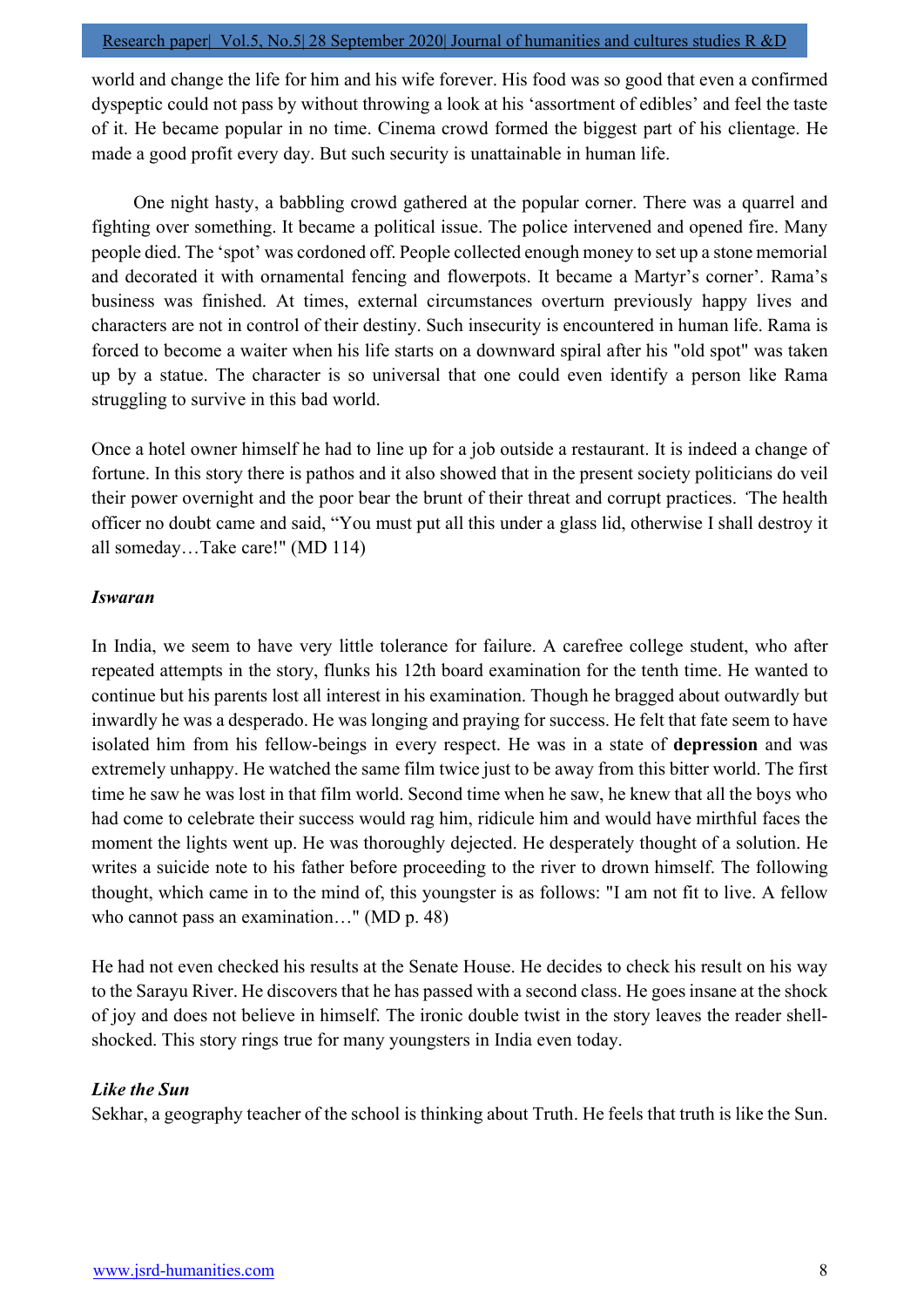world and change the life for him and his wife forever. His food was so good that even a confirmed dyspeptic could not pass by without throwing a look at his 'assortment of edibles' and feel the taste of it. He became popular in no time. Cinema crowd formed the biggest part of his clientage. He made a good profit every day. But such security is unattainable in human life.

One night hasty, a babbling crowd gathered at the popular corner. There was a quarrel and fighting over something. It became a political issue. The police intervened and opened fire. Many people died. The 'spot' was cordoned off. People collected enough money to set up a stone memorial and decorated it with ornamental fencing and flowerpots. It became a Martyr's corner'. Rama's business was finished. At times, external circumstances overturn previously happy lives and characters are not in control of their destiny. Such insecurity is encountered in human life. Rama is forced to become a waiter when his life starts on a downward spiral after his "old spot" was taken up by a statue. The character is so universal that one could even identify a person like Rama struggling to survive in this bad world.

Once a hotel owner himself he had to line up for a job outside a restaurant. It is indeed a change of fortune. In this story there is pathos and it also showed that in the present society politicians do veil their power overnight and the poor bear the brunt of their threat and corrupt practices. 'The health officer no doubt came and said, "You must put all this under a glass lid, otherwise I shall destroy it all someday…Take care!" (MD 114)

### *Iswaran*

In India, we seem to have very little tolerance for failure. A carefree college student, who after repeated attempts in the story, flunks his 12th board examination for the tenth time. He wanted to continue but his parents lost all interest in his examination. Though he bragged about outwardly but inwardly he was a desperado. He was longing and praying for success. He felt that fate seem to have isolated him from his fellow-beings in every respect. He was in a state of **depression** and was extremely unhappy. He watched the same film twice just to be away from this bitter world. The first time he saw he was lost in that film world. Second time when he saw, he knew that all the boys who had come to celebrate their success would rag him, ridicule him and would have mirthful faces the moment the lights went up. He was thoroughly dejected. He desperately thought of a solution. He writes a suicide note to his father before proceeding to the river to drown himself. The following thought, which came in to the mind of, this youngster is as follows: "I am not fit to live. A fellow who cannot pass an examination…" (MD p. 48)

He had not even checked his results at the Senate House. He decides to check his result on his way to the Sarayu River. He discovers that he has passed with a second class. He goes insane at the shock of joy and does not believe in himself. The ironic double twist in the story leaves the reader shell-shocked. This story rings true for many youngsters in India even today.

### *Like the Sun*

Sekhar, a geography teacher of the school is thinking about Truth. He feels that truth is like the Sun.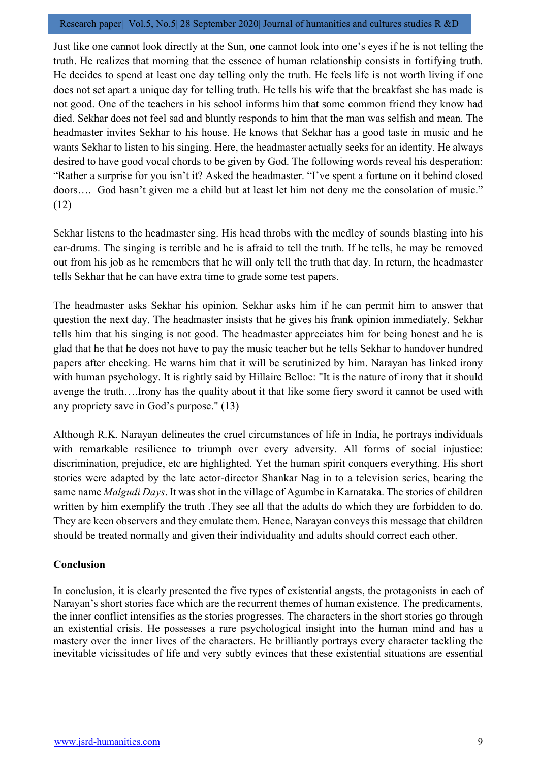Just like one cannot look directly at the Sun, one cannot look into one's eyes if he is not telling the truth. He realizes that morning that the essence of human relationship consists in fortifying truth. He decides to spend at least one day telling only the truth. He feels life is not worth living if one does not set apart a unique day for telling truth. He tells his wife that the breakfast she has made is not good. One of the teachers in his school informs him that some common friend they know had died. Sekhar does not feel sad and bluntly responds to him that the man was selfish and mean. The headmaster invites Sekhar to his house. He knows that Sekhar has a good taste in music and he wants Sekhar to listen to his singing. Here, the headmaster actually seeks for an identity. He always desired to have good vocal chords to be given by God. The following words reveal his desperation: "Rather a surprise for you isn't it? Asked the headmaster. "I've spent a fortune on it behind closed doors…. God hasn't given me a child but at least let him not deny me the consolation of music." (12)

Sekhar listens to the headmaster sing. His head throbs with the medley of sounds blasting into his ear-drums. The singing is terrible and he is afraid to tell the truth. If he tells, he may be removed out from his job as he remembers that he will only tell the truth that day. In return, the headmaster tells Sekhar that he can have extra time to grade some test papers.

The headmaster asks Sekhar his opinion. Sekhar asks him if he can permit him to answer that question the next day. The headmaster insists that he gives his frank opinion immediately. Sekhar tells him that his singing is not good. The headmaster appreciates him for being honest and he is glad that he that he does not have to pay the music teacher but he tells Sekhar to handover hundred papers after checking. He warns him that it will be scrutinized by him. Narayan has linked irony with human psychology. It is rightly said by Hillaire Belloc: "It is the nature of irony that it should avenge the truth….Irony has the quality about it that like some fiery sword it cannot be used with any propriety save in God's purpose." (13)

Although R.K. Narayan delineates the cruel circumstances of life in India, he portrays individuals with remarkable resilience to triumph over every adversity. All forms of social injustice: discrimination, prejudice, etc are highlighted. Yet the human spirit conquers everything. His short stories were adapted by the late actor-director Shankar Nag in to a television series, bearing the same name *Malgudi Days*. It was shot in the village of Agumbe in Karnataka. The stories of children written by him exemplify the truth .They see all that the adults do which they are forbidden to do. They are keen observers and they emulate them. Hence, Narayan conveys this message that children should be treated normally and given their individuality and adults should correct each other.

**Conclusion**

In conclusion, it is clearly presented the five types of existential angsts, the protagonists in each of Narayan's short stories face which are the recurrent themes of human existence. The predicaments, the inner conflict intensifies as the stories progresses. The characters in the short stories go through an existential crisis. He possesses a rare psychological insight into the human mind and has a mastery over the inner lives of the characters. He brilliantly portrays every character tackling the inevitable vicissitudes of life and very subtly evinces that these existential situations are essential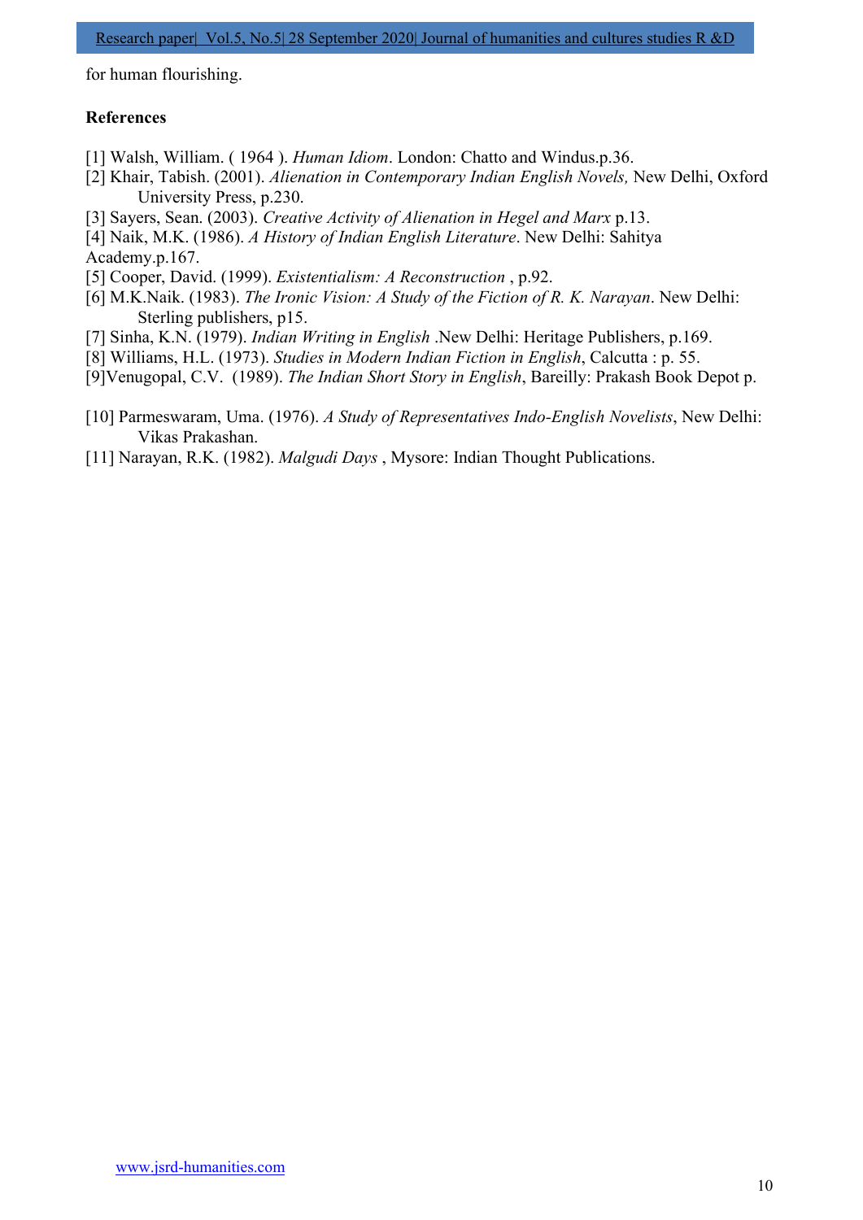for human flourishing.

**References**

[1] Walsh, William. ( 1964 ). *Human Idiom*. London: Chatto and Windus.p.36.
[2] Khair, Tabish. (2001). *Alienation in Contemporary Indian English Novels,* New Delhi, Oxford University Press, p.230.
[3] Sayers, Sean. (2003). *Creative Activity of Alienation in Hegel and Marx* p.13.
[4] Naik, M.K. (1986). *A History of Indian English Literature*. New Delhi: Sahitya Academy.p.167.
[5] Cooper, David. (1999). *Existentialism: A Reconstruction* , p.92.
[6] M.K.Naik. (1983). *The Ironic Vision: A Study of the Fiction of R. K. Narayan*. New Delhi: Sterling publishers, p15.
[7] Sinha, K.N. (1979). *Indian Writing in English* .New Delhi: Heritage Publishers, p.169.
[8] Williams, H.L. (1973). *Studies in Modern Indian Fiction in English*, Calcutta : p. 55.
[9]Venugopal, C.V. (1989). *The Indian Short Story in English*, Bareilly: Prakash Book Depot p.

[10] Parmeswaram, Uma. (1976). *A Study of Representatives Indo-English Novelists*, New Delhi: Vikas Prakashan.
[11] Narayan, R.K. (1982). *Malgudi Days* , Mysore: Indian Thought Publications.